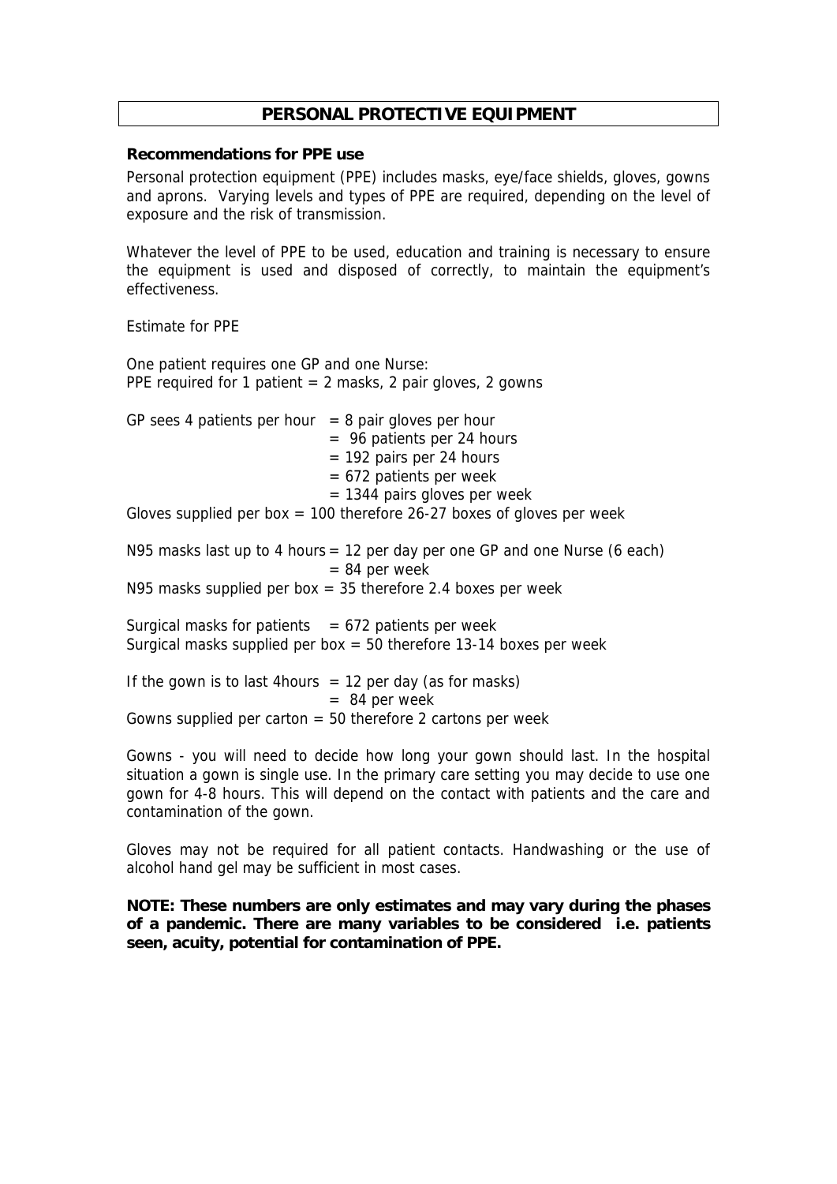# PERSONAL PROTECTIVE EQUIPMENT

**Recommendations for PPE use**

Personal protection equipment (PPE) includes masks, eye/face shields, gloves, gowns and aprons. Varying levels and types of PPE are required, depending on the level of exposure and the risk of transmission.

Whatever the level of PPE to be used, education and training is necessary to ensure the equipment is used and disposed of correctly, to maintain the equipment's effectiveness.

Estimate for PPE

One patient requires one GP and one Nurse:
PPE required for 1 patient = 2 masks, 2 pair gloves, 2 gowns

GP sees 4 patients per hour = 8 pair gloves per hour
= 96 patients per 24 hours
= 192 pairs per 24 hours
= 672 patients per week
= 1344 pairs gloves per week

Gloves supplied per box = 100 therefore 26-27 boxes of gloves per week

N95 masks last up to 4 hours = 12 per day per one GP and one Nurse (6 each)
= 84 per week

N95 masks supplied per box = 35 therefore 2.4 boxes per week

Surgical masks for patients = 672 patients per week
Surgical masks supplied per box = 50 therefore 13-14 boxes per week

If the gown is to last 4hours = 12 per day (as for masks)
= 84 per week

Gowns supplied per carton = 50 therefore 2 cartons per week

Gowns - you will need to decide how long your gown should last. In the hospital situation a gown is single use. In the primary care setting you may decide to use one gown for 4-8 hours. This will depend on the contact with patients and the care and contamination of the gown.

Gloves may not be required for all patient contacts. Handwashing or the use of alcohol hand gel may be sufficient in most cases.

**NOTE: These numbers are only estimates and may vary during the phases of a pandemic. There are many variables to be considered i.e. patients seen, acuity, potential for contamination of PPE.**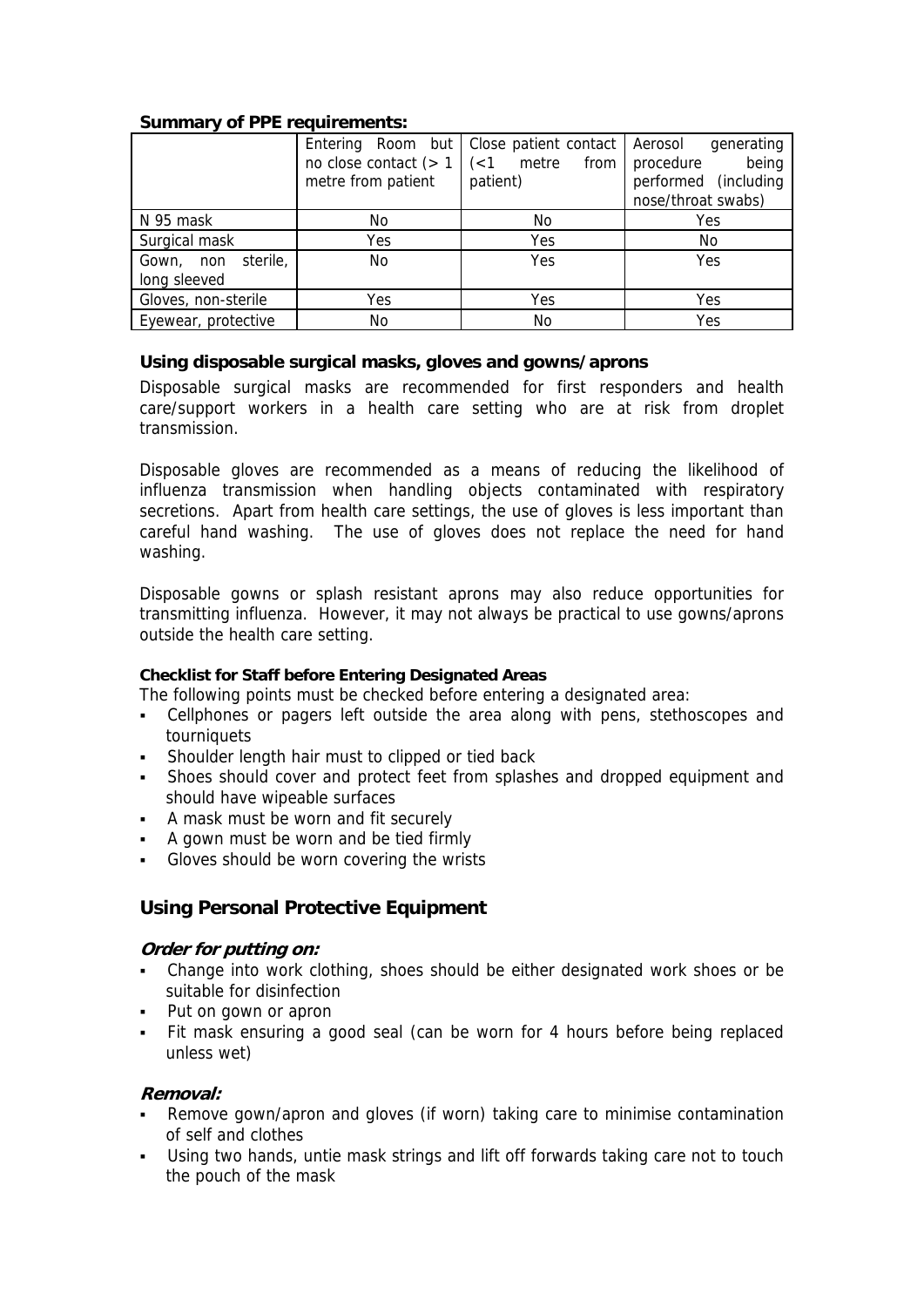**Summary of PPE requirements:**

| | Entering Room but no close contact (> 1 metre from patient | Close patient contact (<1 metre from patient) | Aerosol generating procedure being performed (including nose/throat swabs) |
|---|---|---|---|
| N 95 mask | No | No | Yes |
| Surgical mask | Yes | Yes | No |
| Gown, non sterile, long sleeved | No | Yes | Yes |
| Gloves, non-sterile | Yes | Yes | Yes |
| Eyewear, protective | No | No | Yes |

**Using disposable surgical masks, gloves and gowns/aprons**

Disposable surgical masks are recommended for first responders and health care/support workers in a health care setting who are at risk from droplet transmission.

Disposable gloves are recommended as a means of reducing the likelihood of influenza transmission when handling objects contaminated with respiratory secretions. Apart from health care settings, the use of gloves is less important than careful hand washing. The use of gloves does not replace the need for hand washing.

Disposable gowns or splash resistant aprons may also reduce opportunities for transmitting influenza. However, it may not always be practical to use gowns/aprons outside the health care setting.

**Checklist for Staff before Entering Designated Areas**

The following points must be checked before entering a designated area:

- Cellphones or pagers left outside the area along with pens, stethoscopes and tourniquets
- Shoulder length hair must to clipped or tied back
- Shoes should cover and protect feet from splashes and dropped equipment and should have wipeable surfaces
- A mask must be worn and fit securely
- A gown must be worn and be tied firmly
- Gloves should be worn covering the wrists

## Using Personal Protective Equipment

***Order for putting on:***

- Change into work clothing, shoes should be either designated work shoes or be suitable for disinfection
- Put on gown or apron
- Fit mask ensuring a good seal (can be worn for 4 hours before being replaced unless wet)

***Removal:***

- Remove gown/apron and gloves (if worn) taking care to minimise contamination of self and clothes
- Using two hands, untie mask strings and lift off forwards taking care not to touch the pouch of the mask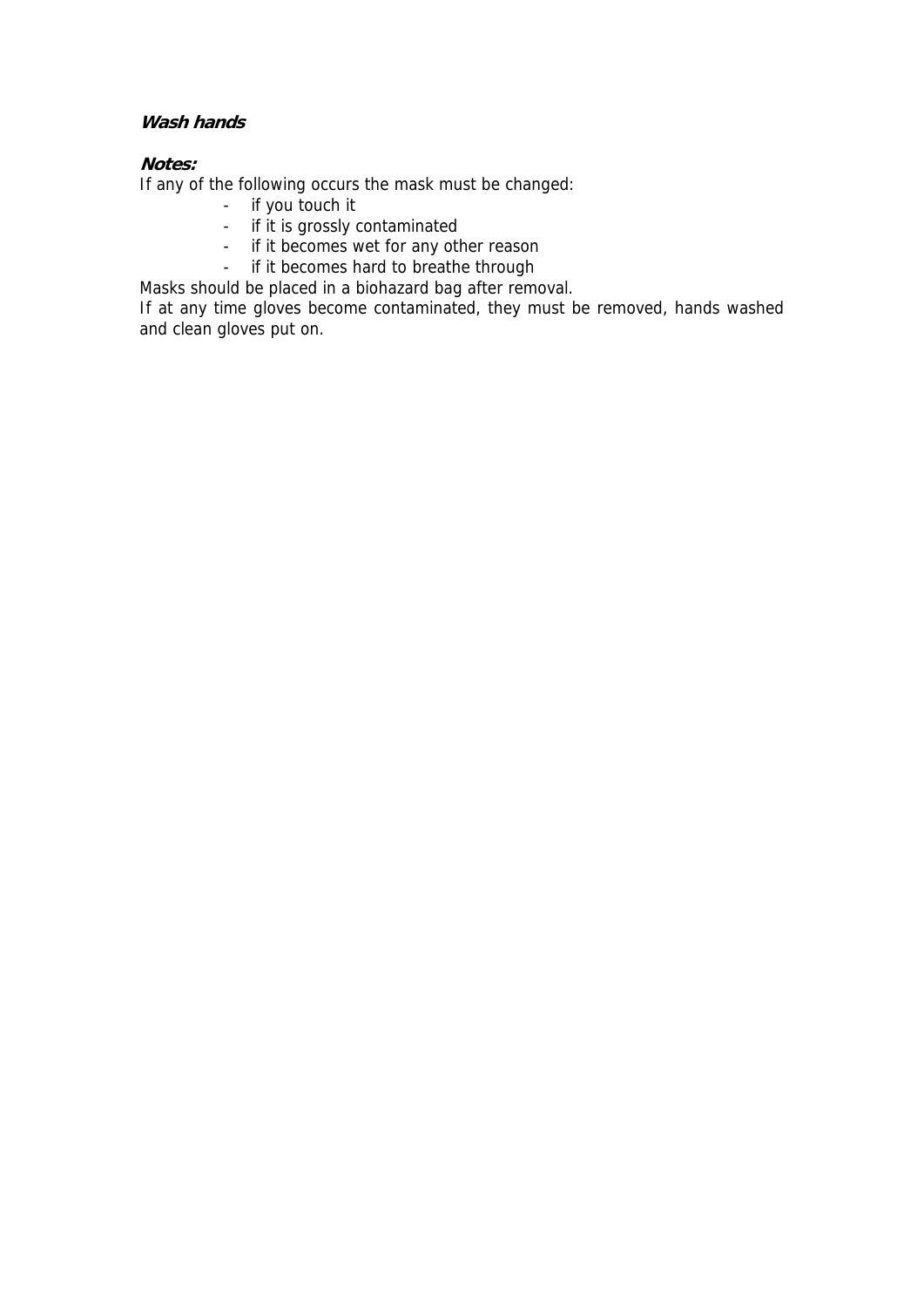***Wash hands***

***Notes:***

If any of the following occurs the mask must be changed:

- if you touch it
- if it is grossly contaminated
- if it becomes wet for any other reason
- if it becomes hard to breathe through

Masks should be placed in a biohazard bag after removal.

If at any time gloves become contaminated, they must be removed, hands washed and clean gloves put on.